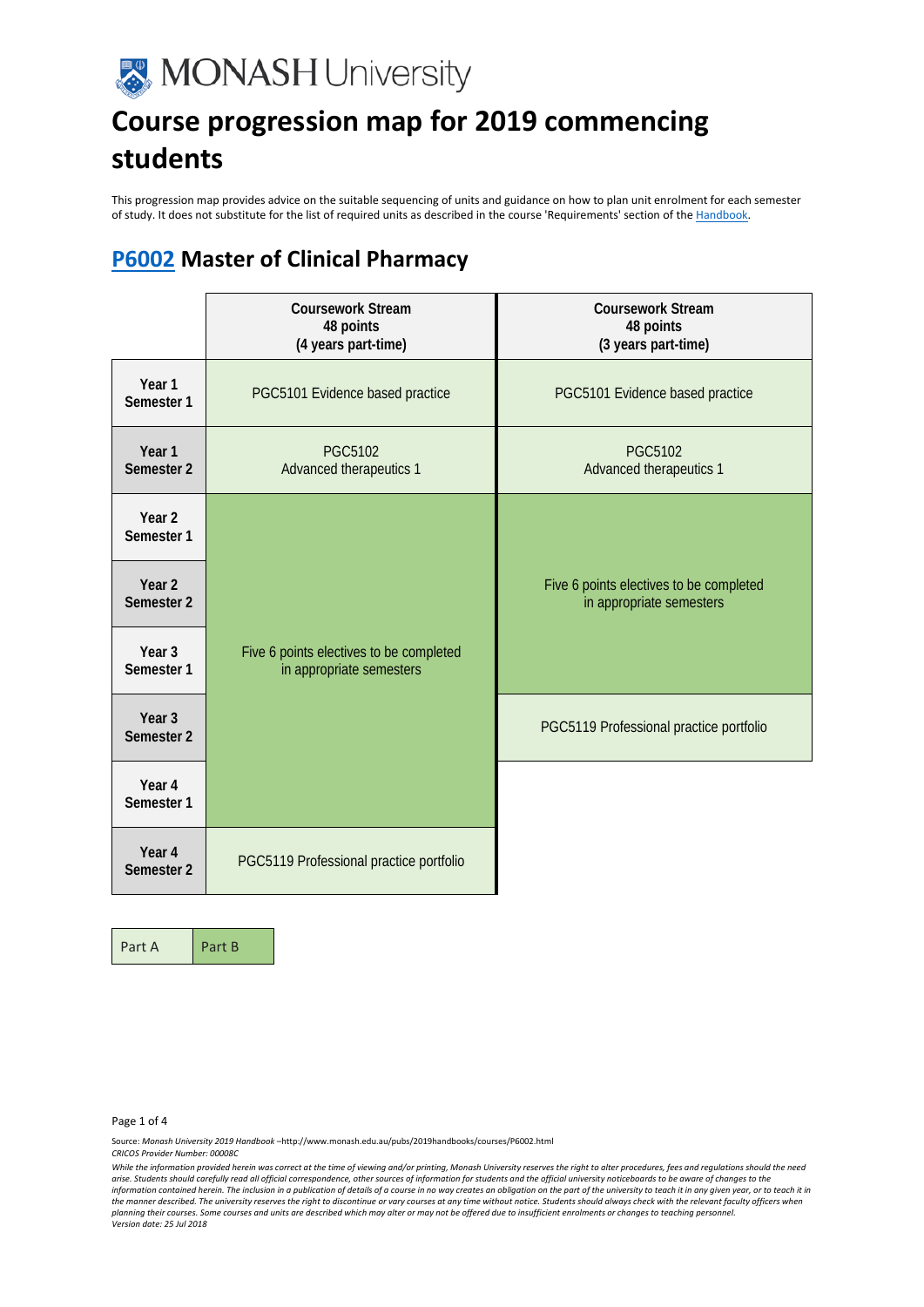MONASH University

# Course progression map for 2019 commencing students

This progression map provides advice on the suitable sequencing of units and guidance on how to plan unit enrolment for each semester of study. It does not substitute for the list of required units as described in the course 'Requirements' section of the Handbook.

## P6002 Master of Clinical Pharmacy

| | Coursework Stream 48 points (4 years part-time) | Coursework Stream 48 points (3 years part-time) |
|---|---|---|
| Year 1 Semester 1 | PGC5101 Evidence based practice | PGC5101 Evidence based practice |
| Year 1 Semester 2 | PGC5102 Advanced therapeutics 1 | PGC5102 Advanced therapeutics 1 |
| Year 2 Semester 1 | Five 6 points electives to be completed in appropriate semesters | Five 6 points electives to be completed in appropriate semesters |
| Year 2 Semester 2 | | |
| Year 3 Semester 1 | | |
| Year 3 Semester 2 | | PGC5119 Professional practice portfolio |
| Year 4 Semester 1 | | |
| Year 4 Semester 2 | PGC5119 Professional practice portfolio | |

| Part A | Part B |
|---|---|

Source: *Monash University 2019 Handbook* –http://www.monash.edu.au/pubs/2019handbooks/courses/P6002.html
*CRICOS Provider Number: 00008C*

*While the information provided herein was correct at the time of viewing and/or printing, Monash University reserves the right to alter procedures, fees and regulations should the need arise. Students should carefully read all official correspondence, other sources of information for students and the official university noticeboards to be aware of changes to the information contained herein. The inclusion in a publication of details of a course in no way creates an obligation on the part of the university to teach it in any given year, or to teach it in the manner described. The university reserves the right to discontinue or vary courses at any time without notice. Students should always check with the relevant faculty officers when planning their courses. Some courses and units are described which may alter or may not be offered due to insufficient enrolments or changes to teaching personnel.*
*Version date: 25 Jul 2018*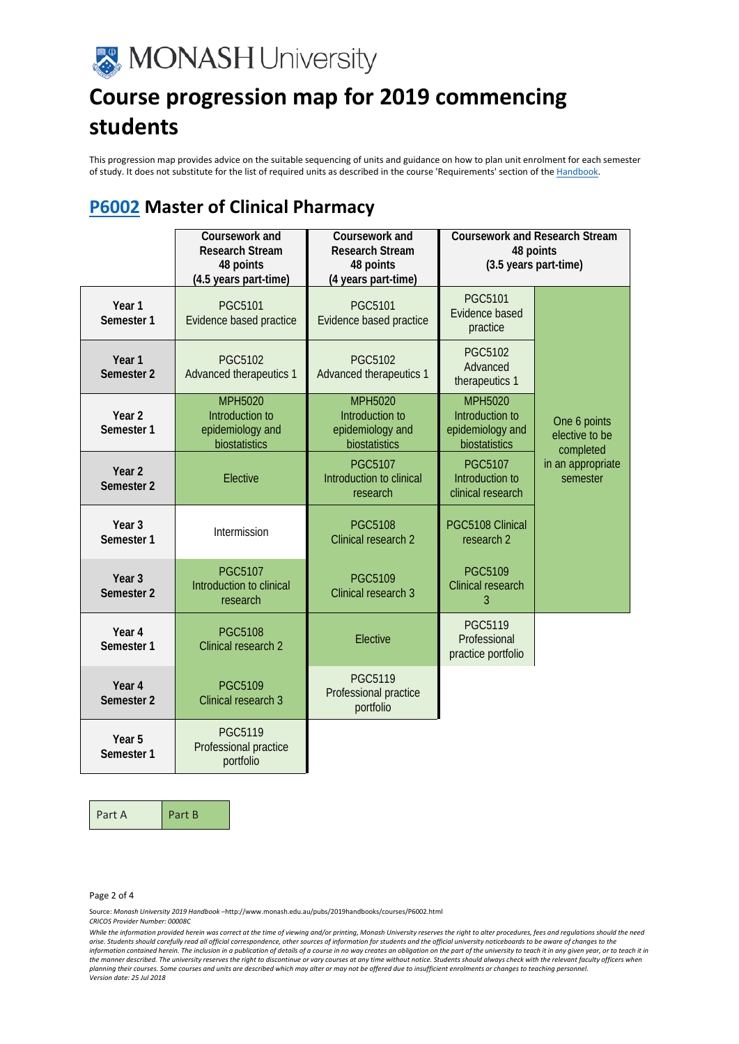# Course progression map for 2019 commencing students

This progression map provides advice on the suitable sequencing of units and guidance on how to plan unit enrolment for each semester of study. It does not substitute for the list of required units as described in the course 'Requirements' section of the Handbook.

## P6002 Master of Clinical Pharmacy

| | Coursework and Research Stream 48 points (4.5 years part-time) | Coursework and Research Stream 48 points (4 years part-time) | Coursework and Research Stream 48 points (3.5 years part-time) | |
|---|---|---|---|---|
| Year 1 Semester 1 | PGC5101 Evidence based practice | PGC5101 Evidence based practice | PGC5101 Evidence based practice | One 6 points elective to be completed in an appropriate semester |
| Year 1 Semester 2 | PGC5102 Advanced therapeutics 1 | PGC5102 Advanced therapeutics 1 | PGC5102 Advanced therapeutics 1 | |
| Year 2 Semester 1 | MPH5020 Introduction to epidemiology and biostatistics | MPH5020 Introduction to epidemiology and biostatistics | MPH5020 Introduction to epidemiology and biostatistics | |
| Year 2 Semester 2 | Elective | PGC5107 Introduction to clinical research | PGC5107 Introduction to clinical research | |
| Year 3 Semester 1 | Intermission | PGC5108 Clinical research 2 | PGC5108 Clinical research 2 | |
| Year 3 Semester 2 | PGC5107 Introduction to clinical research | PGC5109 Clinical research 3 | PGC5109 Clinical research 3 | |
| Year 4 Semester 1 | PGC5108 Clinical research 2 | Elective | PGC5119 Professional practice portfolio | |
| Year 4 Semester 2 | PGC5109 Clinical research 3 | PGC5119 Professional practice portfolio | | |
| Year 5 Semester 1 | PGC5119 Professional practice portfolio | | | |

| Part A | Part B |
|---|---|

Source: *Monash University 2019 Handbook* –http://www.monash.edu.au/pubs/2019handbooks/courses/P6002.html
*CRICOS Provider Number: 00008C*

*While the information provided herein was correct at the time of viewing and/or printing, Monash University reserves the right to alter procedures, fees and regulations should the need arise. Students should carefully read all official correspondence, other sources of information for students and the official university noticeboards to be aware of changes to the information contained herein. The inclusion in a publication of details of a course in no way creates an obligation on the part of the university to teach it in any given year, or to teach it in the manner described. The university reserves the right to discontinue or vary courses at any time without notice. Students should always check with the relevant faculty officers when planning their courses. Some courses and units are described which may alter or may not be offered due to insufficient enrolments or changes to teaching personnel.*
*Version date: 25 Jul 2018*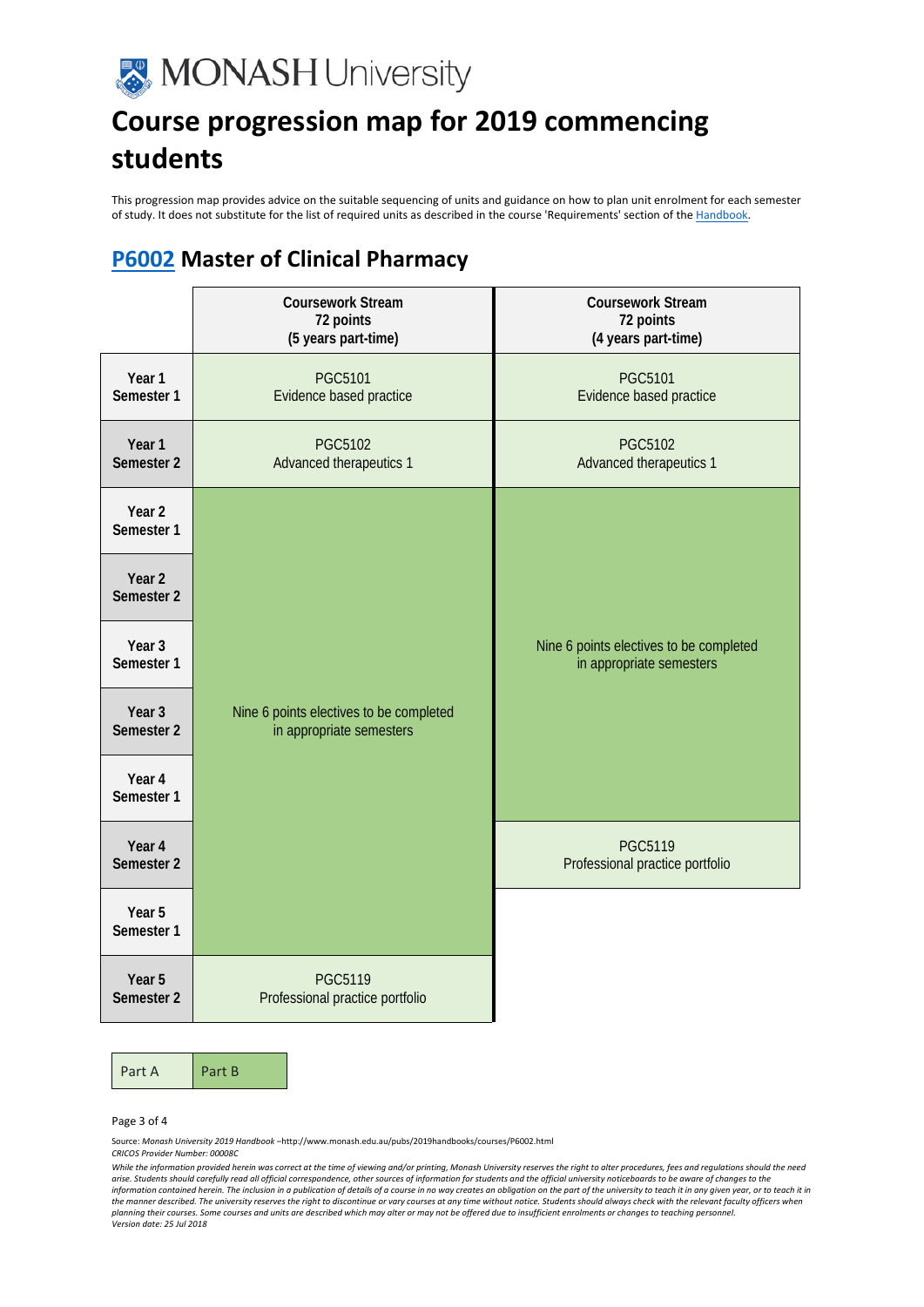MONASH University

# Course progression map for 2019 commencing students

This progression map provides advice on the suitable sequencing of units and guidance on how to plan unit enrolment for each semester of study. It does not substitute for the list of required units as described in the course 'Requirements' section of the Handbook.

## P6002 Master of Clinical Pharmacy

| | Coursework Stream 72 points (5 years part-time) | Coursework Stream 72 points (4 years part-time) |
|---|---|---|
| Year 1 Semester 1 | PGC5101 Evidence based practice | PGC5101 Evidence based practice |
| Year 1 Semester 2 | PGC5102 Advanced therapeutics 1 | PGC5102 Advanced therapeutics 1 |
| Year 2 Semester 1 | Nine 6 points electives to be completed in appropriate semesters | Nine 6 points electives to be completed in appropriate semesters |
| Year 2 Semester 2 | | |
| Year 3 Semester 1 | | |
| Year 3 Semester 2 | | |
| Year 4 Semester 1 | | |
| Year 4 Semester 2 | | PGC5119 Professional practice portfolio |
| Year 5 Semester 1 | | |
| Year 5 Semester 2 | PGC5119 Professional practice portfolio | |

| Part A | Part B |
|---|---|

Source: *Monash University 2019 Handbook* –http://www.monash.edu.au/pubs/2019handbooks/courses/P6002.html
*CRICOS Provider Number: 00008C*

*While the information provided herein was correct at the time of viewing and/or printing, Monash University reserves the right to alter procedures, fees and regulations should the need arise. Students should carefully read all official correspondence, other sources of information for students and the official university noticeboards to be aware of changes to the information contained herein. The inclusion in a publication of details of a course in no way creates an obligation on the part of the university to teach it in any given year, or to teach it in the manner described. The university reserves the right to discontinue or vary courses at any time without notice. Students should always check with the relevant faculty officers when planning their courses. Some courses and units are described which may alter or may not be offered due to insufficient enrolments or changes to teaching personnel.*
*Version date: 25 Jul 2018*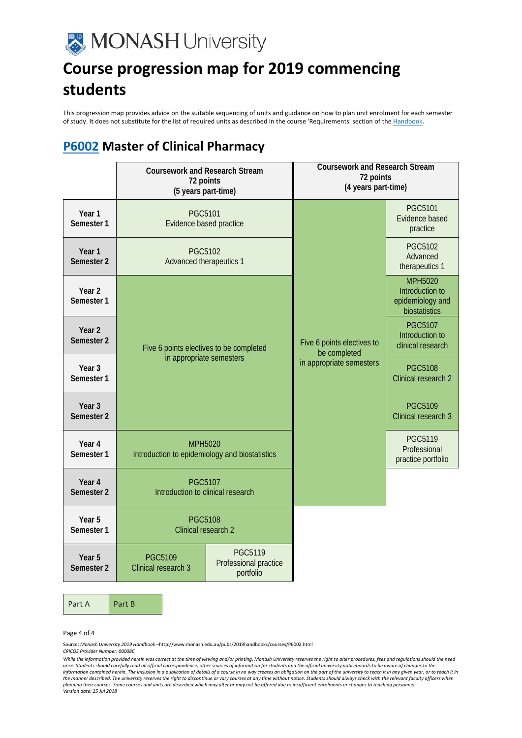# Course progression map for 2019 commencing students

This progression map provides advice on the suitable sequencing of units and guidance on how to plan unit enrolment for each semester of study. It does not substitute for the list of required units as described in the course 'Requirements' section of the Handbook.

## P6002 Master of Clinical Pharmacy

| | Coursework and Research Stream 72 points (5 years part-time) | | Coursework and Research Stream 72 points (4 years part-time) | |
|---|---|---|---|---|
| Year 1 Semester 1 | PGC5101 Evidence based practice | | Five 6 points electives to be completed in appropriate semesters | PGC5101 Evidence based practice |
| Year 1 Semester 2 | PGC5102 Advanced therapeutics 1 | | | PGC5102 Advanced therapeutics 1 |
| Year 2 Semester 1 | Five 6 points electives to be completed in appropriate semesters | | | MPH5020 Introduction to epidemiology and biostatistics |
| Year 2 Semester 2 | | | | PGC5107 Introduction to clinical research |
| Year 3 Semester 1 | | | | PGC5108 Clinical research 2 |
| Year 3 Semester 2 | | | | PGC5109 Clinical research 3 |
| Year 4 Semester 1 | MPH5020 Introduction to epidemiology and biostatistics | | | PGC5119 Professional practice portfolio |
| Year 4 Semester 2 | PGC5107 Introduction to clinical research | | | |
| Year 5 Semester 1 | PGC5108 Clinical research 2 | | | |
| Year 5 Semester 2 | PGC5109 Clinical research 3 | PGC5119 Professional practice portfolio | | |

| | |
|---|---|
| Part A | Part B |

Source: *Monash University 2019 Handbook* –http://www.monash.edu.au/pubs/2019handbooks/courses/P6002.html
*CRICOS Provider Number: 00008C*

*While the information provided herein was correct at the time of viewing and/or printing, Monash University reserves the right to alter procedures, fees and regulations should the need arise. Students should carefully read all official correspondence, other sources of information for students and the official university noticeboards to be aware of changes to the information contained herein. The inclusion in a publication of details of a course in no way creates an obligation on the part of the university to teach it in any given year, or to teach it in the manner described. The university reserves the right to discontinue or vary courses at any time without notice. Students should always check with the relevant faculty officers when planning their courses. Some courses and units are described which may alter or may not be offered due to insufficient enrolments or changes to teaching personnel.*
*Version date: 25 Jul 2018*